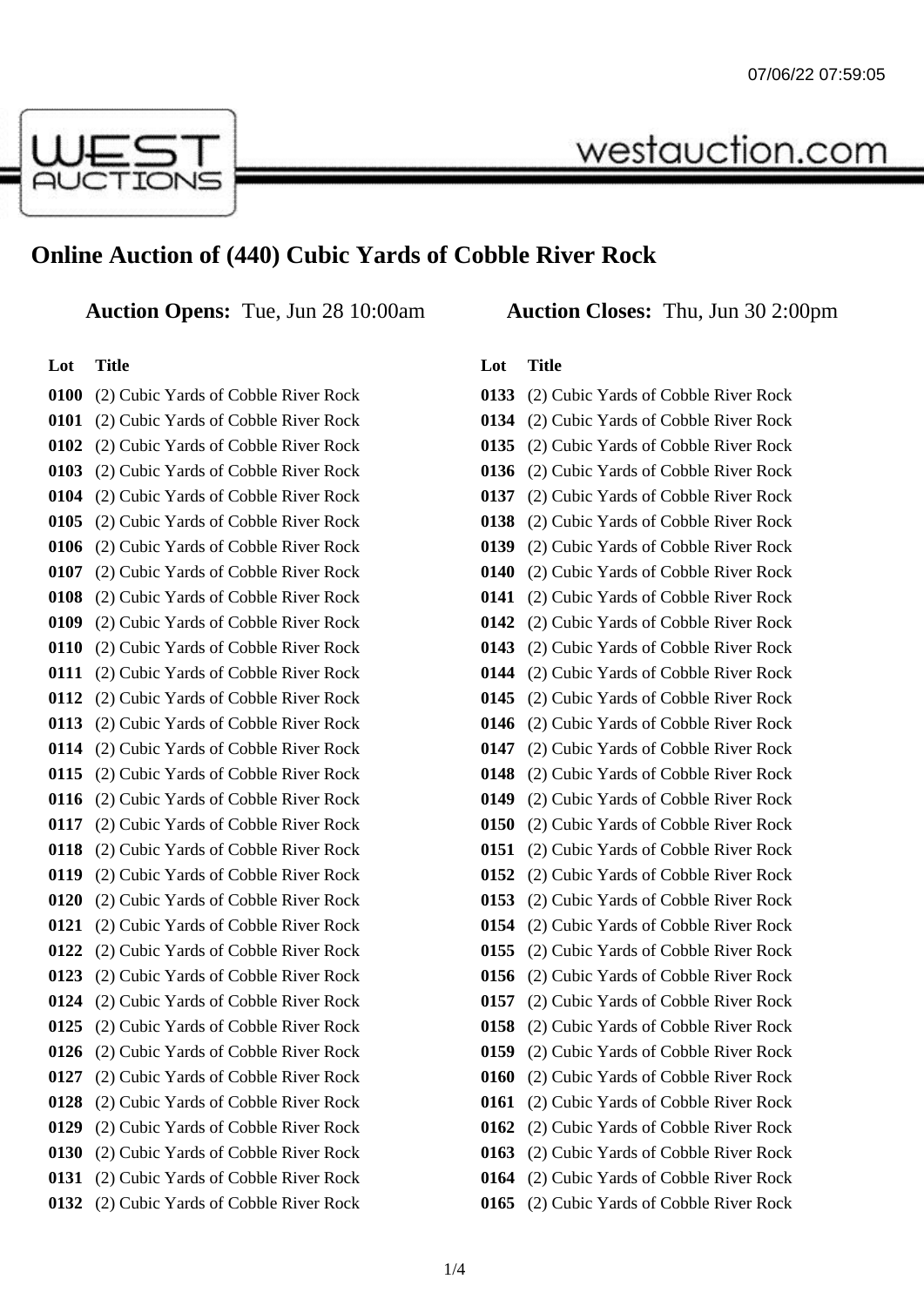# Online Auction of (440) Cubic Yards of Cobble River Rock

**Auction Opens:** Tue, Jun 28 10:00am **Auction Closes:** Thu, Jun 30 2:00pm

| Lot | Title |
|---|---|
| 0100 | (2) Cubic Yards of Cobble River Rock |
| 0101 | (2) Cubic Yards of Cobble River Rock |
| 0102 | (2) Cubic Yards of Cobble River Rock |
| 0103 | (2) Cubic Yards of Cobble River Rock |
| 0104 | (2) Cubic Yards of Cobble River Rock |
| 0105 | (2) Cubic Yards of Cobble River Rock |
| 0106 | (2) Cubic Yards of Cobble River Rock |
| 0107 | (2) Cubic Yards of Cobble River Rock |
| 0108 | (2) Cubic Yards of Cobble River Rock |
| 0109 | (2) Cubic Yards of Cobble River Rock |
| 0110 | (2) Cubic Yards of Cobble River Rock |
| 0111 | (2) Cubic Yards of Cobble River Rock |
| 0112 | (2) Cubic Yards of Cobble River Rock |
| 0113 | (2) Cubic Yards of Cobble River Rock |
| 0114 | (2) Cubic Yards of Cobble River Rock |
| 0115 | (2) Cubic Yards of Cobble River Rock |
| 0116 | (2) Cubic Yards of Cobble River Rock |
| 0117 | (2) Cubic Yards of Cobble River Rock |
| 0118 | (2) Cubic Yards of Cobble River Rock |
| 0119 | (2) Cubic Yards of Cobble River Rock |
| 0120 | (2) Cubic Yards of Cobble River Rock |
| 0121 | (2) Cubic Yards of Cobble River Rock |
| 0122 | (2) Cubic Yards of Cobble River Rock |
| 0123 | (2) Cubic Yards of Cobble River Rock |
| 0124 | (2) Cubic Yards of Cobble River Rock |
| 0125 | (2) Cubic Yards of Cobble River Rock |
| 0126 | (2) Cubic Yards of Cobble River Rock |
| 0127 | (2) Cubic Yards of Cobble River Rock |
| 0128 | (2) Cubic Yards of Cobble River Rock |
| 0129 | (2) Cubic Yards of Cobble River Rock |
| 0130 | (2) Cubic Yards of Cobble River Rock |
| 0131 | (2) Cubic Yards of Cobble River Rock |
| 0132 | (2) Cubic Yards of Cobble River Rock |
| 0133 | (2) Cubic Yards of Cobble River Rock |
| 0134 | (2) Cubic Yards of Cobble River Rock |
| 0135 | (2) Cubic Yards of Cobble River Rock |
| 0136 | (2) Cubic Yards of Cobble River Rock |
| 0137 | (2) Cubic Yards of Cobble River Rock |
| 0138 | (2) Cubic Yards of Cobble River Rock |
| 0139 | (2) Cubic Yards of Cobble River Rock |
| 0140 | (2) Cubic Yards of Cobble River Rock |
| 0141 | (2) Cubic Yards of Cobble River Rock |
| 0142 | (2) Cubic Yards of Cobble River Rock |
| 0143 | (2) Cubic Yards of Cobble River Rock |
| 0144 | (2) Cubic Yards of Cobble River Rock |
| 0145 | (2) Cubic Yards of Cobble River Rock |
| 0146 | (2) Cubic Yards of Cobble River Rock |
| 0147 | (2) Cubic Yards of Cobble River Rock |
| 0148 | (2) Cubic Yards of Cobble River Rock |
| 0149 | (2) Cubic Yards of Cobble River Rock |
| 0150 | (2) Cubic Yards of Cobble River Rock |
| 0151 | (2) Cubic Yards of Cobble River Rock |
| 0152 | (2) Cubic Yards of Cobble River Rock |
| 0153 | (2) Cubic Yards of Cobble River Rock |
| 0154 | (2) Cubic Yards of Cobble River Rock |
| 0155 | (2) Cubic Yards of Cobble River Rock |
| 0156 | (2) Cubic Yards of Cobble River Rock |
| 0157 | (2) Cubic Yards of Cobble River Rock |
| 0158 | (2) Cubic Yards of Cobble River Rock |
| 0159 | (2) Cubic Yards of Cobble River Rock |
| 0160 | (2) Cubic Yards of Cobble River Rock |
| 0161 | (2) Cubic Yards of Cobble River Rock |
| 0162 | (2) Cubic Yards of Cobble River Rock |
| 0163 | (2) Cubic Yards of Cobble River Rock |
| 0164 | (2) Cubic Yards of Cobble River Rock |
| 0165 | (2) Cubic Yards of Cobble River Rock |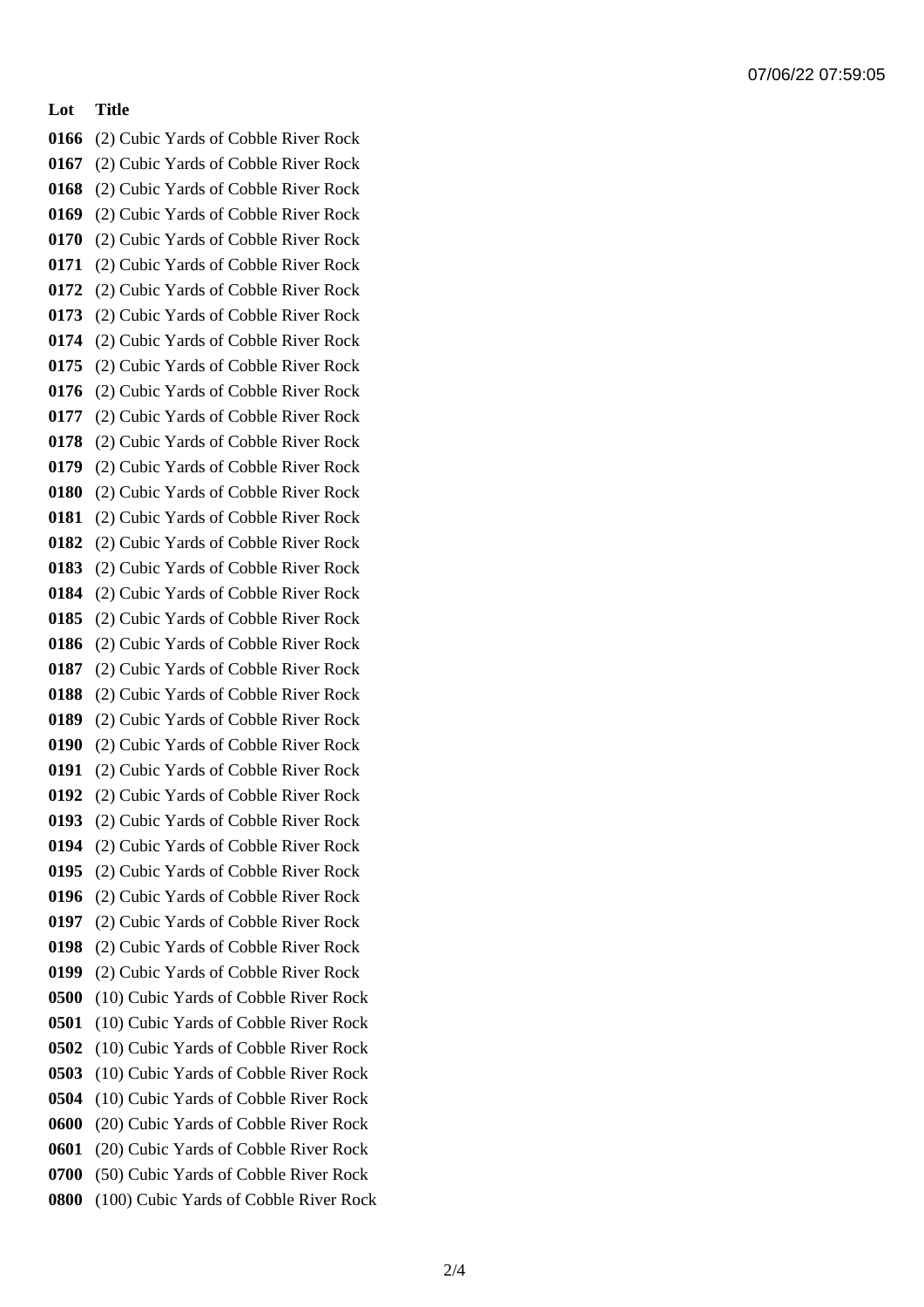| Lot | Title |
| --- | --- |
| 0166 | (2) Cubic Yards of Cobble River Rock |
| 0167 | (2) Cubic Yards of Cobble River Rock |
| 0168 | (2) Cubic Yards of Cobble River Rock |
| 0169 | (2) Cubic Yards of Cobble River Rock |
| 0170 | (2) Cubic Yards of Cobble River Rock |
| 0171 | (2) Cubic Yards of Cobble River Rock |
| 0172 | (2) Cubic Yards of Cobble River Rock |
| 0173 | (2) Cubic Yards of Cobble River Rock |
| 0174 | (2) Cubic Yards of Cobble River Rock |
| 0175 | (2) Cubic Yards of Cobble River Rock |
| 0176 | (2) Cubic Yards of Cobble River Rock |
| 0177 | (2) Cubic Yards of Cobble River Rock |
| 0178 | (2) Cubic Yards of Cobble River Rock |
| 0179 | (2) Cubic Yards of Cobble River Rock |
| 0180 | (2) Cubic Yards of Cobble River Rock |
| 0181 | (2) Cubic Yards of Cobble River Rock |
| 0182 | (2) Cubic Yards of Cobble River Rock |
| 0183 | (2) Cubic Yards of Cobble River Rock |
| 0184 | (2) Cubic Yards of Cobble River Rock |
| 0185 | (2) Cubic Yards of Cobble River Rock |
| 0186 | (2) Cubic Yards of Cobble River Rock |
| 0187 | (2) Cubic Yards of Cobble River Rock |
| 0188 | (2) Cubic Yards of Cobble River Rock |
| 0189 | (2) Cubic Yards of Cobble River Rock |
| 0190 | (2) Cubic Yards of Cobble River Rock |
| 0191 | (2) Cubic Yards of Cobble River Rock |
| 0192 | (2) Cubic Yards of Cobble River Rock |
| 0193 | (2) Cubic Yards of Cobble River Rock |
| 0194 | (2) Cubic Yards of Cobble River Rock |
| 0195 | (2) Cubic Yards of Cobble River Rock |
| 0196 | (2) Cubic Yards of Cobble River Rock |
| 0197 | (2) Cubic Yards of Cobble River Rock |
| 0198 | (2) Cubic Yards of Cobble River Rock |
| 0199 | (2) Cubic Yards of Cobble River Rock |
| 0500 | (10) Cubic Yards of Cobble River Rock |
| 0501 | (10) Cubic Yards of Cobble River Rock |
| 0502 | (10) Cubic Yards of Cobble River Rock |
| 0503 | (10) Cubic Yards of Cobble River Rock |
| 0504 | (10) Cubic Yards of Cobble River Rock |
| 0600 | (20) Cubic Yards of Cobble River Rock |
| 0601 | (20) Cubic Yards of Cobble River Rock |
| 0700 | (50) Cubic Yards of Cobble River Rock |
| 0800 | (100) Cubic Yards of Cobble River Rock |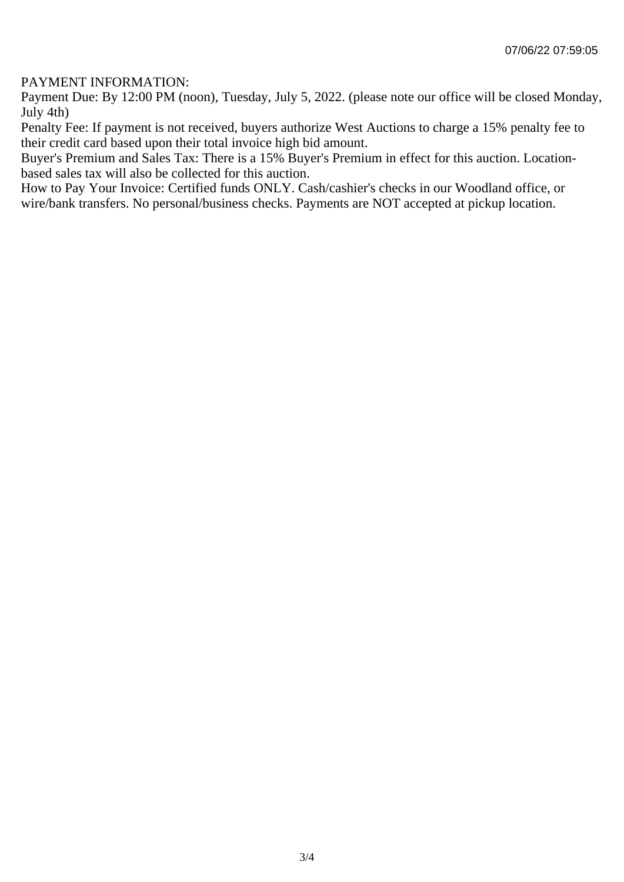PAYMENT INFORMATION:

Payment Due: By 12:00 PM (noon), Tuesday, July 5, 2022. (please note our office will be closed Monday, July 4th)

Penalty Fee: If payment is not received, buyers authorize West Auctions to charge a 15% penalty fee to their credit card based upon their total invoice high bid amount.

Buyer's Premium and Sales Tax: There is a 15% Buyer's Premium in effect for this auction. Location-based sales tax will also be collected for this auction.

How to Pay Your Invoice: Certified funds ONLY. Cash/cashier's checks in our Woodland office, or wire/bank transfers. No personal/business checks. Payments are NOT accepted at pickup location.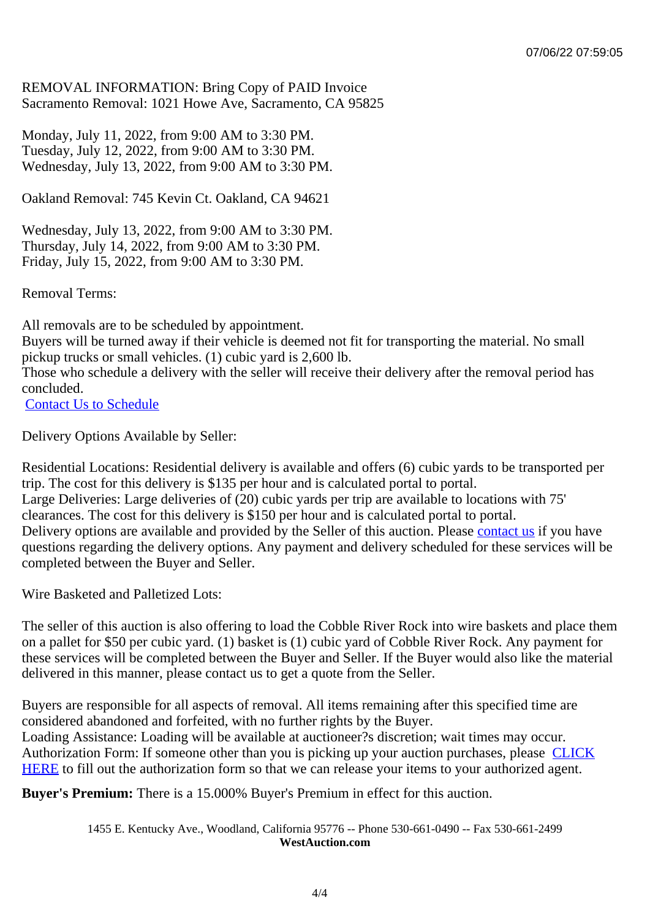REMOVAL INFORMATION: Bring Copy of PAID Invoice
Sacramento Removal: 1021 Howe Ave, Sacramento, CA 95825

Monday, July 11, 2022, from 9:00 AM to 3:30 PM.
Tuesday, July 12, 2022, from 9:00 AM to 3:30 PM.
Wednesday, July 13, 2022, from 9:00 AM to 3:30 PM.

Oakland Removal: 745 Kevin Ct. Oakland, CA 94621

Wednesday, July 13, 2022, from 9:00 AM to 3:30 PM.
Thursday, July 14, 2022, from 9:00 AM to 3:30 PM.
Friday, July 15, 2022, from 9:00 AM to 3:30 PM.

Removal Terms:

All removals are to be scheduled by appointment.
Buyers will be turned away if their vehicle is deemed not fit for transporting the material. No small pickup trucks or small vehicles. (1) cubic yard is 2,600 lb.
Those who schedule a delivery with the seller will receive their delivery after the removal period has concluded.
Contact Us to Schedule

Delivery Options Available by Seller:

Residential Locations: Residential delivery is available and offers (6) cubic yards to be transported per trip. The cost for this delivery is $135 per hour and is calculated portal to portal.
Large Deliveries: Large deliveries of (20) cubic yards per trip are available to locations with 75' clearances. The cost for this delivery is $150 per hour and is calculated portal to portal.
Delivery options are available and provided by the Seller of this auction. Please contact us if you have questions regarding the delivery options. Any payment and delivery scheduled for these services will be completed between the Buyer and Seller.

Wire Basketed and Palletized Lots:

The seller of this auction is also offering to load the Cobble River Rock into wire baskets and place them on a pallet for $50 per cubic yard. (1) basket is (1) cubic yard of Cobble River Rock. Any payment for these services will be completed between the Buyer and Seller. If the Buyer would also like the material delivered in this manner, please contact us to get a quote from the Seller.

Buyers are responsible for all aspects of removal. All items remaining after this specified time are considered abandoned and forfeited, with no further rights by the Buyer.
Loading Assistance: Loading will be available at auctioneer?s discretion; wait times may occur.
Authorization Form: If someone other than you is picking up your auction purchases, please CLICK HERE to fill out the authorization form so that we can release your items to your authorized agent.

**Buyer's Premium:** There is a 15.000% Buyer's Premium in effect for this auction.

1455 E. Kentucky Ave., Woodland, California 95776 -- Phone 530-661-0490 -- Fax 530-661-2499
**WestAuction.com**